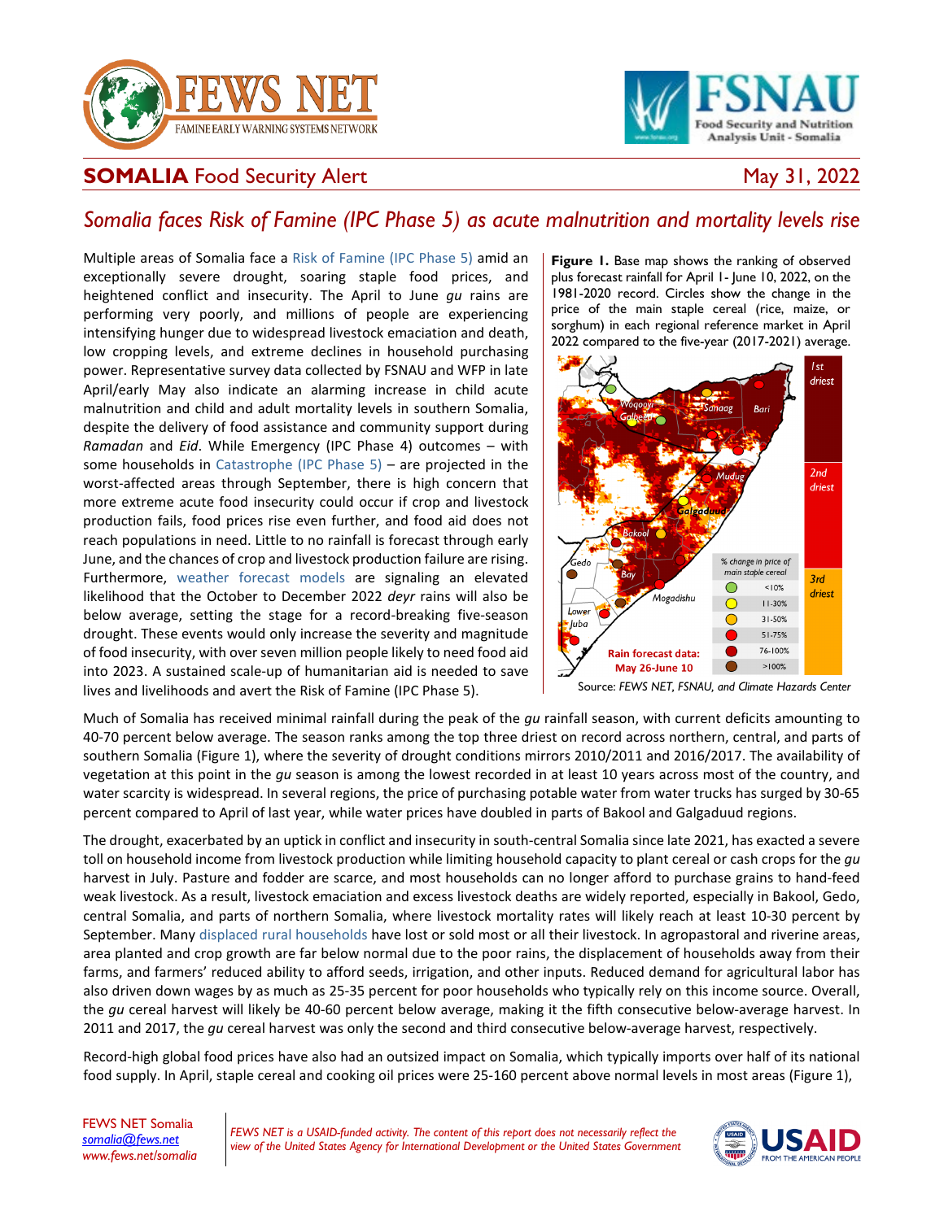# SOMALIA Food Security Alert

May 31, 2022

## *Somalia faces Risk of Famine (IPC Phase 5) as acute malnutrition and mortality levels rise*

Multiple areas of Somalia face a Risk of Famine (IPC Phase 5) amid an exceptionally severe drought, soaring staple food prices, and heightened conflict and insecurity. The April to June *gu* rains are performing very poorly, and millions of people are experiencing intensifying hunger due to widespread livestock emaciation and death, low cropping levels, and extreme declines in household purchasing power. Representative survey data collected by FSNAU and WFP in late April/early May also indicate an alarming increase in child acute malnutrition and child and adult mortality levels in southern Somalia, despite the delivery of food assistance and community support during *Ramadan* and *Eid*. While Emergency (IPC Phase 4) outcomes – with some households in Catastrophe (IPC Phase 5) – are projected in the worst-affected areas through September, there is high concern that more extreme acute food insecurity could occur if crop and livestock production fails, food prices rise even further, and food aid does not reach populations in need. Little to no rainfall is forecast through early June, and the chances of crop and livestock production failure are rising. Furthermore, weather forecast models are signaling an elevated likelihood that the October to December 2022 *deyr* rains will also be below average, setting the stage for a record-breaking five-season drought. These events would only increase the severity and magnitude of food insecurity, with over seven million people likely to need food aid into 2023. A sustained scale-up of humanitarian aid is needed to save lives and livelihoods and avert the Risk of Famine (IPC Phase 5).

**Figure 1.** Base map shows the ranking of observed plus forecast rainfall for April 1- June 10, 2022, on the 1981-2020 record. Circles show the change in the price of the main staple cereal (rice, maize, or sorghum) in each regional reference market in April 2022 compared to the five-year (2017-2021) average.

Source: *FEWS NET, FSNAU, and Climate Hazards Center*

Much of Somalia has received minimal rainfall during the peak of the *gu* rainfall season, with current deficits amounting to 40-70 percent below average. The season ranks among the top three driest on record across northern, central, and parts of southern Somalia (Figure 1), where the severity of drought conditions mirrors 2010/2011 and 2016/2017. The availability of vegetation at this point in the *gu* season is among the lowest recorded in at least 10 years across most of the country, and water scarcity is widespread. In several regions, the price of purchasing potable water from water trucks has surged by 30-65 percent compared to April of last year, while water prices have doubled in parts of Bakool and Galgaduud regions.

The drought, exacerbated by an uptick in conflict and insecurity in south-central Somalia since late 2021, has exacted a severe toll on household income from livestock production while limiting household capacity to plant cereal or cash crops for the *gu* harvest in July. Pasture and fodder are scarce, and most households can no longer afford to purchase grains to hand-feed weak livestock. As a result, livestock emaciation and excess livestock deaths are widely reported, especially in Bakool, Gedo, central Somalia, and parts of northern Somalia, where livestock mortality rates will likely reach at least 10-30 percent by September. Many displaced rural households have lost or sold most or all their livestock. In agropastoral and riverine areas, area planted and crop growth are far below normal due to the poor rains, the displacement of households away from their farms, and farmers' reduced ability to afford seeds, irrigation, and other inputs. Reduced demand for agricultural labor has also driven down wages by as much as 25-35 percent for poor households who typically rely on this income source. Overall, the *gu* cereal harvest will likely be 40-60 percent below average, making it the fifth consecutive below-average harvest. In 2011 and 2017, the *gu* cereal harvest was only the second and third consecutive below-average harvest, respectively.

Record-high global food prices have also had an outsized impact on Somalia, which typically imports over half of its national food supply. In April, staple cereal and cooking oil prices were 25-160 percent above normal levels in most areas (Figure 1),

FEWS NET Somalia
somalia@fews.net
www.fews.net/somalia

*FEWS NET is a USAID-funded activity. The content of this report does not necessarily reflect the view of the United States Agency for International Development or the United States Government*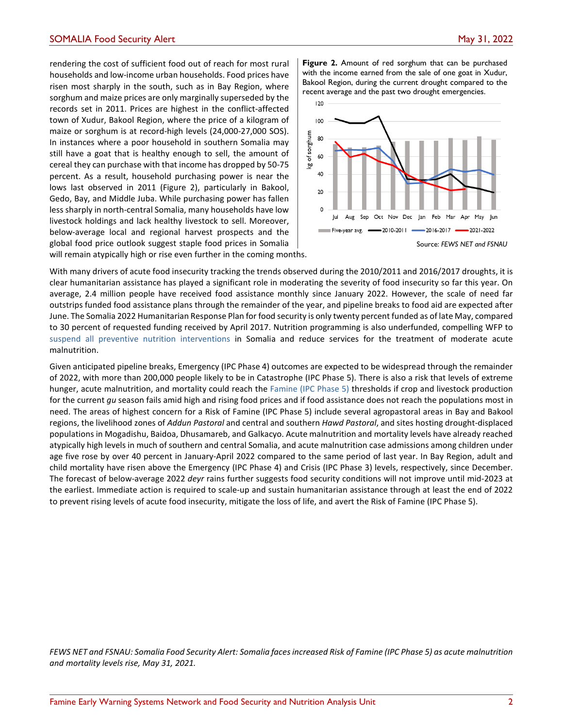rendering the cost of sufficient food out of reach for most rural households and low-income urban households. Food prices have risen most sharply in the south, such as in Bay Region, where sorghum and maize prices are only marginally superseded by the records set in 2011. Prices are highest in the conflict-affected town of Xudur, Bakool Region, where the price of a kilogram of maize or sorghum is at record-high levels (24,000-27,000 SOS). In instances where a poor household in southern Somalia may still have a goat that is healthy enough to sell, the amount of cereal they can purchase with that income has dropped by 50-75 percent. As a result, household purchasing power is near the lows last observed in 2011 (Figure 2), particularly in Bakool, Gedo, Bay, and Middle Juba. While purchasing power has fallen less sharply in north-central Somalia, many households have low livestock holdings and lack healthy livestock to sell. Moreover, below-average local and regional harvest prospects and the global food price outlook suggest staple food prices in Somalia will remain atypically high or rise even further in the coming months.

**Figure 2.** Amount of red sorghum that can be purchased with the income earned from the sale of one goat in Xudur, Bakool Region, during the current drought compared to the recent average and the past two drought emergencies.

kg of sorghum

120
100
80
60
40
20
0

Jul Aug Sep Oct Nov Dec Jan Feb Mar Apr May Jun

Five-year avg. 2010-2011 2016-2017 2021-2022

Source: *FEWS NET and FSNAU*

With many drivers of acute food insecurity tracking the trends observed during the 2010/2011 and 2016/2017 droughts, it is clear humanitarian assistance has played a significant role in moderating the severity of food insecurity so far this year. On average, 2.4 million people have received food assistance monthly since January 2022. However, the scale of need far outstrips funded food assistance plans through the remainder of the year, and pipeline breaks to food aid are expected after June. The Somalia 2022 Humanitarian Response Plan for food security is only twenty percent funded as of late May, compared to 30 percent of requested funding received by April 2017. Nutrition programming is also underfunded, compelling WFP to suspend all preventive nutrition interventions in Somalia and reduce services for the treatment of moderate acute malnutrition.

Given anticipated pipeline breaks, Emergency (IPC Phase 4) outcomes are expected to be widespread through the remainder of 2022, with more than 200,000 people likely to be in Catastrophe (IPC Phase 5). There is also a risk that levels of extreme hunger, acute malnutrition, and mortality could reach the Famine (IPC Phase 5) thresholds if crop and livestock production for the current *gu* season fails amid high and rising food prices and if food assistance does not reach the populations most in need. The areas of highest concern for a Risk of Famine (IPC Phase 5) include several agropastoral areas in Bay and Bakool regions, the livelihood zones of *Addun Pastoral* and central and southern *Hawd Pastoral*, and sites hosting drought-displaced populations in Mogadishu, Baidoa, Dhusamareb, and Galkacyo. Acute malnutrition and mortality levels have already reached atypically high levels in much of southern and central Somalia, and acute malnutrition case admissions among children under age five rose by over 40 percent in January-April 2022 compared to the same period of last year. In Bay Region, adult and child mortality have risen above the Emergency (IPC Phase 4) and Crisis (IPC Phase 3) levels, respectively, since December. The forecast of below-average 2022 *deyr* rains further suggests food security conditions will not improve until mid-2023 at the earliest. Immediate action is required to scale-up and sustain humanitarian assistance through at least the end of 2022 to prevent rising levels of acute food insecurity, mitigate the loss of life, and avert the Risk of Famine (IPC Phase 5).

*FEWS NET and FSNAU: Somalia Food Security Alert: Somalia faces increased Risk of Famine (IPC Phase 5) as acute malnutrition and mortality levels rise, May 31, 2021.*